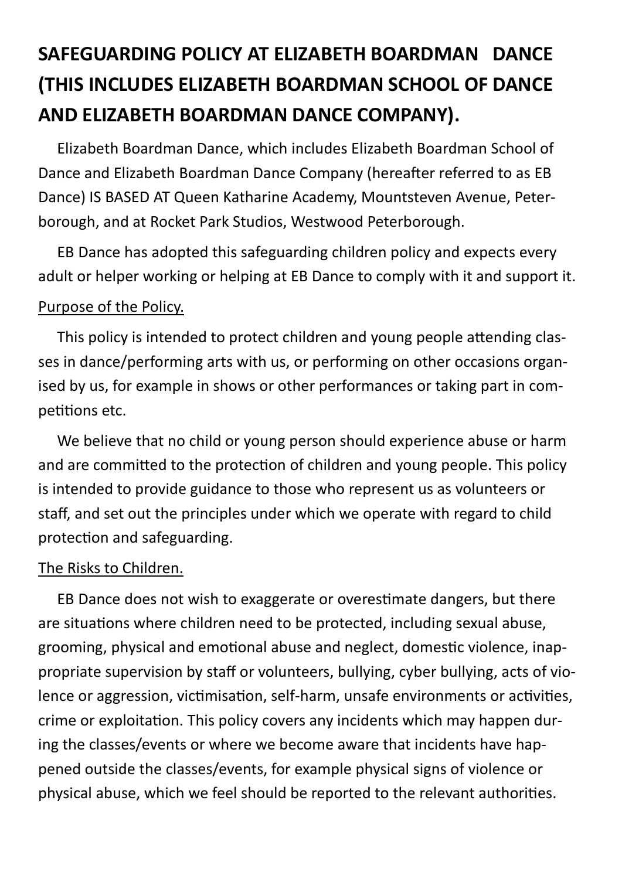# SAFEGUARDING POLICY AT ELIZABETH BOARDMAN DANCE (THIS INCLUDES ELIZABETH BOARDMAN SCHOOL OF DANCE AND ELIZABETH BOARDMAN DANCE COMPANY).

Elizabeth Boardman Dance, which includes Elizabeth Boardman School of Dance and Elizabeth Boardman Dance Company (hereafter referred to as EB Dance) IS BASED AT Queen Katharine Academy, Mountsteven Avenue, Peterborough, and at Rocket Park Studios, Westwood Peterborough.

EB Dance has adopted this safeguarding children policy and expects every adult or helper working or helping at EB Dance to comply with it and support it.

Purpose of the Policy.

This policy is intended to protect children and young people attending classes in dance/performing arts with us, or performing on other occasions organised by us, for example in shows or other performances or taking part in competitions etc.

We believe that no child or young person should experience abuse or harm and are committed to the protection of children and young people. This policy is intended to provide guidance to those who represent us as volunteers or staff, and set out the principles under which we operate with regard to child protection and safeguarding.

The Risks to Children.

EB Dance does not wish to exaggerate or overestimate dangers, but there are situations where children need to be protected, including sexual abuse, grooming, physical and emotional abuse and neglect, domestic violence, inappropriate supervision by staff or volunteers, bullying, cyber bullying, acts of violence or aggression, victimisation, self-harm, unsafe environments or activities, crime or exploitation. This policy covers any incidents which may happen during the classes/events or where we become aware that incidents have happened outside the classes/events, for example physical signs of violence or physical abuse, which we feel should be reported to the relevant authorities.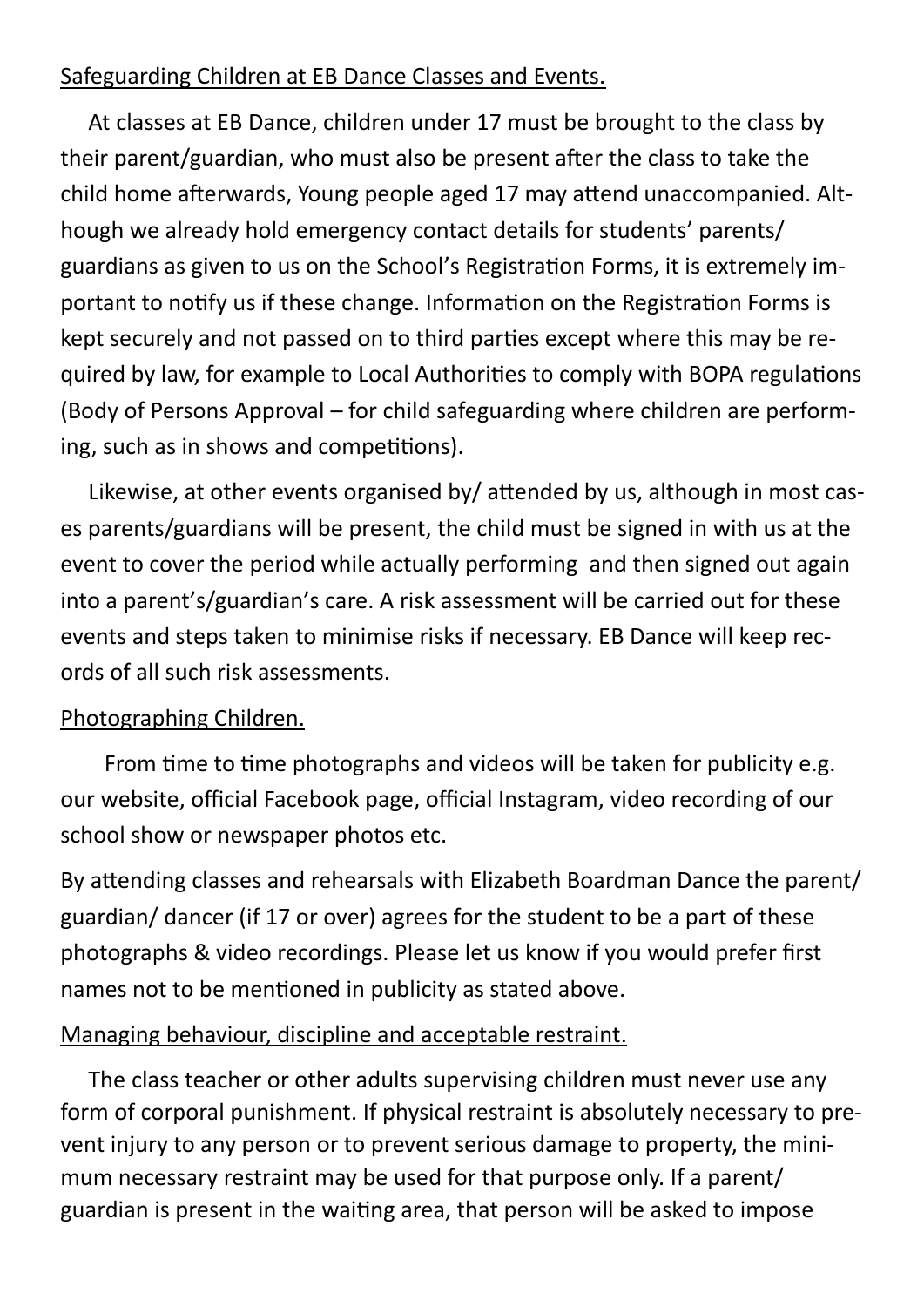## Safeguarding Children at EB Dance Classes and Events.

At classes at EB Dance, children under 17 must be brought to the class by their parent/guardian, who must also be present after the class to take the child home afterwards, Young people aged 17 may attend unaccompanied. Although we already hold emergency contact details for students' parents/ guardians as given to us on the School's Registration Forms, it is extremely important to notify us if these change. Information on the Registration Forms is kept securely and not passed on to third parties except where this may be required by law, for example to Local Authorities to comply with BOPA regulations (Body of Persons Approval – for child safeguarding where children are performing, such as in shows and competitions).

Likewise, at other events organised by/ attended by us, although in most cases parents/guardians will be present, the child must be signed in with us at the event to cover the period while actually performing and then signed out again into a parent's/guardian's care. A risk assessment will be carried out for these events and steps taken to minimise risks if necessary. EB Dance will keep records of all such risk assessments.

## Photographing Children.

From time to time photographs and videos will be taken for publicity e.g. our website, official Facebook page, official Instagram, video recording of our school show or newspaper photos etc.

By attending classes and rehearsals with Elizabeth Boardman Dance the parent/ guardian/ dancer (if 17 or over) agrees for the student to be a part of these photographs & video recordings. Please let us know if you would prefer first names not to be mentioned in publicity as stated above.

## Managing behaviour, discipline and acceptable restraint.

The class teacher or other adults supervising children must never use any form of corporal punishment. If physical restraint is absolutely necessary to prevent injury to any person or to prevent serious damage to property, the minimum necessary restraint may be used for that purpose only. If a parent/ guardian is present in the waiting area, that person will be asked to impose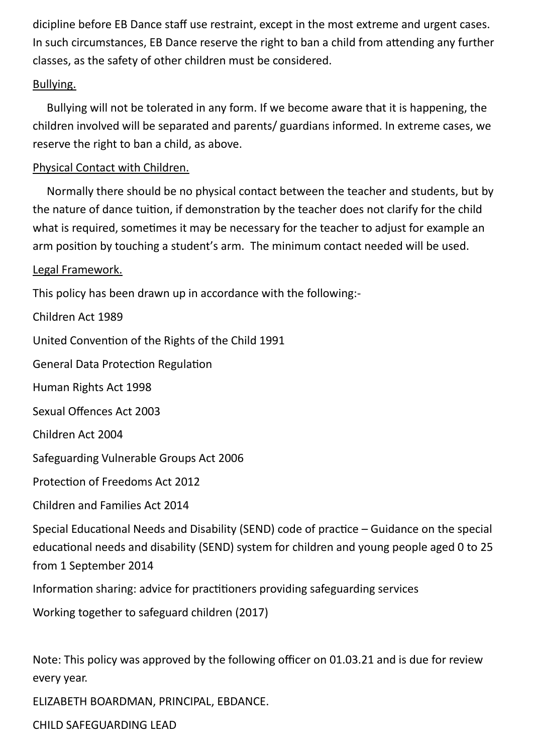dicipline before EB Dance staff use restraint, except in the most extreme and urgent cases. In such circumstances, EB Dance reserve the right to ban a child from attending any further classes, as the safety of other children must be considered.

<u>Bullying.</u>

Bullying will not be tolerated in any form. If we become aware that it is happening, the children involved will be separated and parents/ guardians informed. In extreme cases, we reserve the right to ban a child, as above.

<u>Physical Contact with Children.</u>

Normally there should be no physical contact between the teacher and students, but by the nature of dance tuition, if demonstration by the teacher does not clarify for the child what is required, sometimes it may be necessary for the teacher to adjust for example an arm position by touching a student's arm. The minimum contact needed will be used.

<u>Legal Framework.</u>

This policy has been drawn up in accordance with the following:-

Children Act 1989

United Convention of the Rights of the Child 1991

General Data Protection Regulation

Human Rights Act 1998

Sexual Offences Act 2003

Children Act 2004

Safeguarding Vulnerable Groups Act 2006

Protection of Freedoms Act 2012

Children and Families Act 2014

Special Educational Needs and Disability (SEND) code of practice – Guidance on the special educational needs and disability (SEND) system for children and young people aged 0 to 25 from 1 September 2014

Information sharing: advice for practitioners providing safeguarding services

Working together to safeguard children (2017)

Note: This policy was approved by the following officer on 01.03.21 and is due for review every year.

ELIZABETH BOARDMAN, PRINCIPAL, EBDANCE.

CHILD SAFEGUARDING LEAD